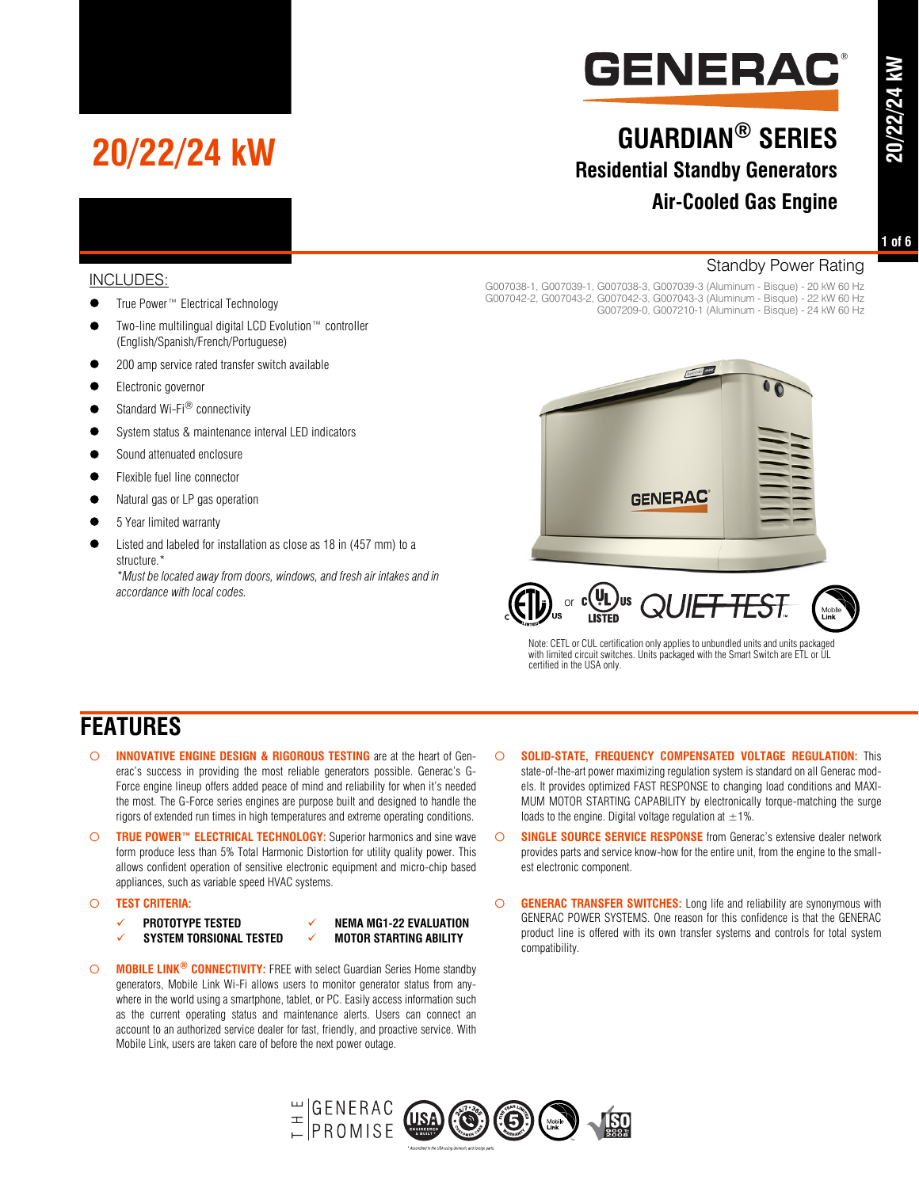# 20/22/24 kW

# GENERAC

## GUARDIAN® SERIES

### Residential Standby Generators

### Air-Cooled Gas Engine

Standby Power Rating

G007038-1, G007039-1, G007038-3, G007039-3 (Aluminum - Bisque) - 20 kW 60 Hz
G007042-2, G007043-2, G007042-3, G007043-3 (Aluminum - Bisque) - 22 kW 60 Hz
G007209-0, G007210-1 (Aluminum - Bisque) - 24 kW 60 Hz

INCLUDES:

- True Power™ Electrical Technology
- Two-line multilingual digital LCD Evolution™ controller (English/Spanish/French/Portuguese)
- 200 amp service rated transfer switch available
- Electronic governor
- Standard Wi-Fi® connectivity
- System status & maintenance interval LED indicators
- Sound attenuated enclosure
- Flexible fuel line connector
- Natural gas or LP gas operation
- 5 Year limited warranty
- Listed and labeled for installation as close as 18 in (457 mm) to a structure.*
  *\*Must be located away from doors, windows, and fresh air intakes and in accordance with local codes.*

Note: CETL or CUL certification only applies to unbundled units and units packaged with limited circuit switches. Units packaged with the Smart Switch are ETL or UL certified in the USA only.

## FEATURES

- **INNOVATIVE ENGINE DESIGN & RIGOROUS TESTING** are at the heart of Generac's success in providing the most reliable generators possible. Generac's G-Force engine lineup offers added peace of mind and reliability for when it's needed the most. The G-Force series engines are purpose built and designed to handle the rigors of extended run times in high temperatures and extreme operating conditions.
- **TRUE POWER™ ELECTRICAL TECHNOLOGY:** Superior harmonics and sine wave form produce less than 5% Total Harmonic Distortion for utility quality power. This allows confident operation of sensitive electronic equipment and micro-chip based appliances, such as variable speed HVAC systems.
- **TEST CRITERIA:**
  - ✓ **PROTOTYPE TESTED**
  - ✓ **SYSTEM TORSIONAL TESTED**
  - ✓ **NEMA MG1-22 EVALUATION**
  - ✓ **MOTOR STARTING ABILITY**
- **MOBILE LINK® CONNECTIVITY:** FREE with select Guardian Series Home standby generators, Mobile Link Wi-Fi allows users to monitor generator status from anywhere in the world using a smartphone, tablet, or PC. Easily access information such as the current operating status and maintenance alerts. Users can connect an account to an authorized service dealer for fast, friendly, and proactive service. With Mobile Link, users are taken care of before the next power outage.
- **SOLID-STATE, FREQUENCY COMPENSATED VOLTAGE REGULATION:** This state-of-the-art power maximizing regulation system is standard on all Generac models. It provides optimized FAST RESPONSE to changing load conditions and MAXIMUM MOTOR STARTING CAPABILITY by electronically torque-matching the surge loads to the engine. Digital voltage regulation at ±1%.
- **SINGLE SOURCE SERVICE RESPONSE** from Generac's extensive dealer network provides parts and service know-how for the entire unit, from the engine to the smallest electronic component.
- **GENERAC TRANSFER SWITCHES:** Long life and reliability are synonymous with GENERAC POWER SYSTEMS. One reason for this confidence is that the GENERAC product line is offered with its own transfer systems and controls for total system compatibility.

THE GENERAC PROMISE

\* Assembled in the USA using domestic and foreign parts.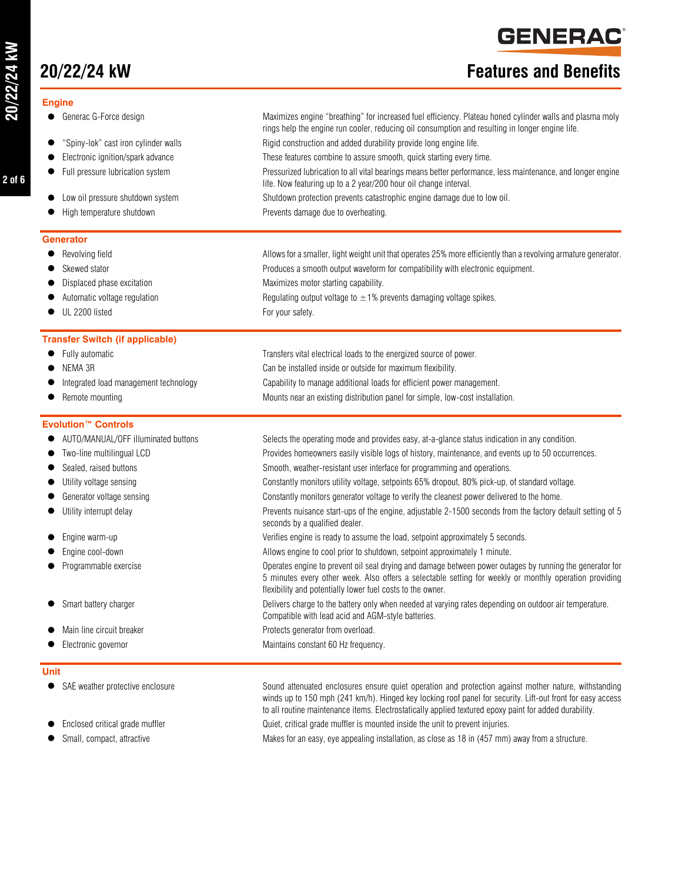# 20/22/24 kW

## Features and Benefits

### Engine

| Feature | Benefit |
|---|---|
| Generac G-Force design | Maximizes engine “breathing” for increased fuel efficiency. Plateau honed cylinder walls and plasma moly rings help the engine run cooler, reducing oil consumption and resulting in longer engine life. |
| “Spiny-lok” cast iron cylinder walls | Rigid construction and added durability provide long engine life. |
| Electronic ignition/spark advance | These features combine to assure smooth, quick starting every time. |
| Full pressure lubrication system | Pressurized lubrication to all vital bearings means better performance, less maintenance, and longer engine life. Now featuring up to a 2 year/200 hour oil change interval. |
| Low oil pressure shutdown system | Shutdown protection prevents catastrophic engine damage due to low oil. |
| High temperature shutdown | Prevents damage due to overheating. |

### Generator

| Feature | Benefit |
|---|---|
| Revolving field | Allows for a smaller, light weight unit that operates 25% more efficiently than a revolving armature generator. |
| Skewed stator | Produces a smooth output waveform for compatibility with electronic equipment. |
| Displaced phase excitation | Maximizes motor starting capability. |
| Automatic voltage regulation | Regulating output voltage to ±1% prevents damaging voltage spikes. |
| UL 2200 listed | For your safety. |

### Transfer Switch (if applicable)

| Feature | Benefit |
|---|---|
| Fully automatic | Transfers vital electrical loads to the energized source of power. |
| NEMA 3R | Can be installed inside or outside for maximum flexibility. |
| Integrated load management technology | Capability to manage additional loads for efficient power management. |
| Remote mounting | Mounts near an existing distribution panel for simple, low-cost installation. |

### Evolution™ Controls

| Feature | Benefit |
|---|---|
| AUTO/MANUAL/OFF illuminated buttons | Selects the operating mode and provides easy, at-a-glance status indication in any condition. |
| Two-line multilingual LCD | Provides homeowners easily visible logs of history, maintenance, and events up to 50 occurrences. |
| Sealed, raised buttons | Smooth, weather-resistant user interface for programming and operations. |
| Utility voltage sensing | Constantly monitors utility voltage, setpoints 65% dropout, 80% pick-up, of standard voltage. |
| Generator voltage sensing | Constantly monitors generator voltage to verify the cleanest power delivered to the home. |
| Utility interrupt delay | Prevents nuisance start-ups of the engine, adjustable 2-1500 seconds from the factory default setting of 5 seconds by a qualified dealer. |
| Engine warm-up | Verifies engine is ready to assume the load, setpoint approximately 5 seconds. |
| Engine cool-down | Allows engine to cool prior to shutdown, setpoint approximately 1 minute. |
| Programmable exercise | Operates engine to prevent oil seal drying and damage between power outages by running the generator for 5 minutes every other week. Also offers a selectable setting for weekly or monthly operation providing flexibility and potentially lower fuel costs to the owner. |
| Smart battery charger | Delivers charge to the battery only when needed at varying rates depending on outdoor air temperature. Compatible with lead acid and AGM-style batteries. |
| Main line circuit breaker | Protects generator from overload. |
| Electronic governor | Maintains constant 60 Hz frequency. |

### Unit

| Feature | Benefit |
|---|---|
| SAE weather protective enclosure | Sound attenuated enclosures ensure quiet operation and protection against mother nature, withstanding winds up to 150 mph (241 km/h). Hinged key locking roof panel for security. Lift-out front for easy access to all routine maintenance items. Electrostatically applied textured epoxy paint for added durability. |
| Enclosed critical grade muffler | Quiet, critical grade muffler is mounted inside the unit to prevent injuries. |
| Small, compact, attractive | Makes for an easy, eye appealing installation, as close as 18 in (457 mm) away from a structure. |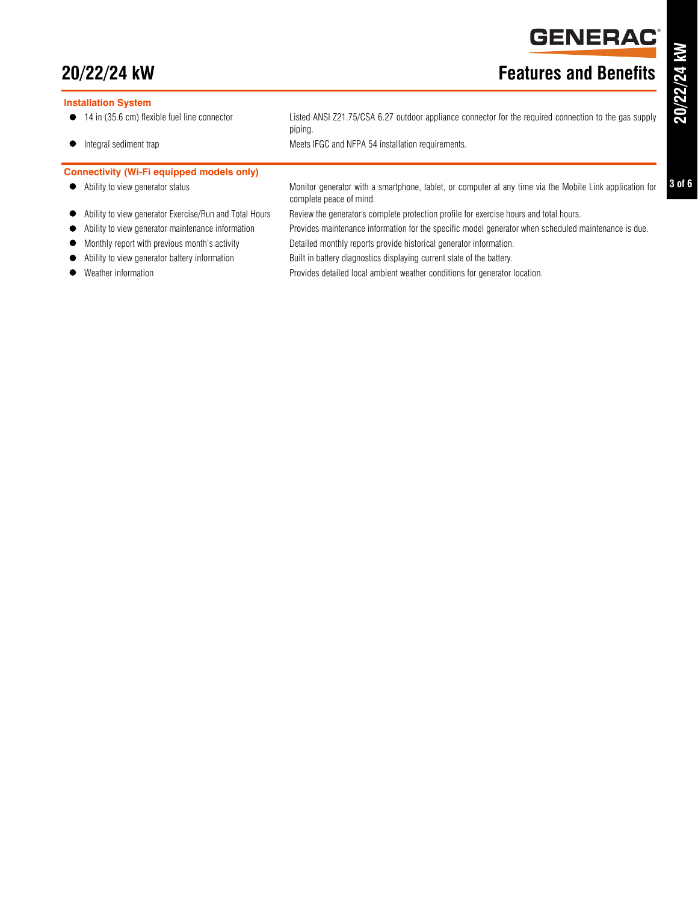## Installation System

| Feature | Benefit |
|---|---|
| 14 in (35.6 cm) flexible fuel line connector | Listed ANSI Z21.75/CSA 6.27 outdoor appliance connector for the required connection to the gas supply piping. |
| Integral sediment trap | Meets IFGC and NFPA 54 installation requirements. |

## Connectivity (Wi-Fi equipped models only)

| Feature | Benefit |
|---|---|
| Ability to view generator status | Monitor generator with a smartphone, tablet, or computer at any time via the Mobile Link application for complete peace of mind. |
| Ability to view generator Exercise/Run and Total Hours | Review the generator's complete protection profile for exercise hours and total hours. |
| Ability to view generator maintenance information | Provides maintenance information for the specific model generator when scheduled maintenance is due. |
| Monthly report with previous month's activity | Detailed monthly reports provide historical generator information. |
| Ability to view generator battery information | Built in battery diagnostics displaying current state of the battery. |
| Weather information | Provides detailed local ambient weather conditions for generator location. |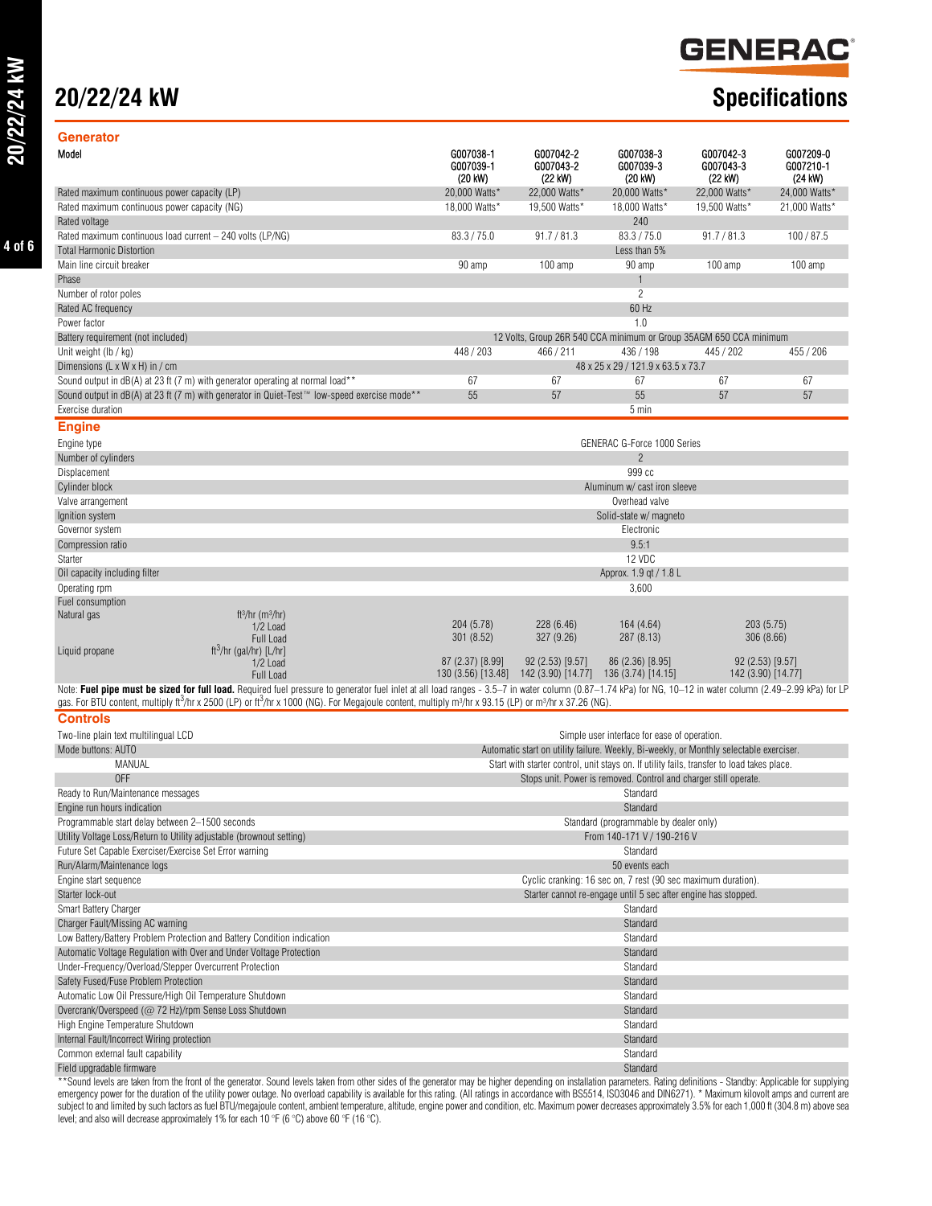GENERAC

# 20/22/24 kW

# Specifications

## Generator

| Model | G007038-1 G007039-1 (20 kW) | G007042-2 G007043-2 (22 kW) | G007038-3 G007039-3 (20 kW) | G007042-3 G007043-3 (22 kW) | G007209-0 G007210-1 (24 kW) |
|---|---|---|---|---|---|
| Rated maximum continuous power capacity (LP) | 20,000 Watts* | 22,000 Watts* | 20,000 Watts* | 22,000 Watts* | 24,000 Watts* |
| Rated maximum continuous power capacity (NG) | 18,000 Watts* | 19,500 Watts* | 18,000 Watts* | 19,500 Watts* | 21,000 Watts* |
| Rated voltage | | | 240 | | |
| Rated maximum continuous load current – 240 volts (LP/NG) | 83.3 / 75.0 | 91.7 / 81.3 | 83.3 / 75.0 | 91.7 / 81.3 | 100 / 87.5 |
| Total Harmonic Distortion | | | Less than 5% | | |
| Main line circuit breaker | 90 amp | 100 amp | 90 amp | 100 amp | 100 amp |
| Phase | | | 1 | | |
| Number of rotor poles | | | 2 | | |
| Rated AC frequency | | | 60 Hz | | |
| Power factor | | | 1.0 | | |
| Battery requirement (not included) | | | 12 Volts, Group 26R 540 CCA minimum or Group 35AGM 650 CCA minimum | | |
| Unit weight (lb / kg) | 448 / 203 | 466 / 211 | 436 / 198 | 445 / 202 | 455 / 206 |
| Dimensions (L x W x H) in / cm | | | 48 x 25 x 29 / 121.9 x 63.5 x 73.7 | | |
| Sound output in dB(A) at 23 ft (7 m) with generator operating at normal load** | 67 | 67 | 67 | 67 | 67 |
| Sound output in dB(A) at 23 ft (7 m) with generator in Quiet-Test™ low-speed exercise mode** | 55 | 57 | 55 | 57 | 57 |
| Exercise duration | | | 5 min | | |

## Engine

| Engine | | | | |
|---|---|---|---|---|
| Engine type | | GENERAC G-Force 1000 Series | | |
| Number of cylinders | | 2 | | |
| Displacement | | 999 cc | | |
| Cylinder block | | Aluminum w/ cast iron sleeve | | |
| Valve arrangement | | Overhead valve | | |
| Ignition system | | Solid-state w/ magneto | | |
| Governor system | | Electronic | | |
| Compression ratio | | 9.5:1 | | |
| Starter | | 12 VDC | | |
| Oil capacity including filter | | Approx. 1.9 qt / 1.8 L | | |
| Operating rpm | | 3,600 | | |

| Fuel consumption | 20 kW | 22 kW | 20 kW | 22 kW / 24 kW |
|---|---|---|---|---|
| Natural gas ft³/hr (m³/hr) 1/2 Load | 204 (5.78) | 228 (6.46) | 164 (4.64) | 203 (5.75) |
| Natural gas ft³/hr (m³/hr) Full Load | 301 (8.52) | 327 (9.26) | 287 (8.13) | 306 (8.66) |
| Liquid propane ft³/hr (gal/hr) [L/hr] 1/2 Load | 87 (2.37) [8.99] | 92 (2.53) [9.57] | 86 (2.36) [8.95] | 92 (2.53) [9.57] |
| Liquid propane ft³/hr (gal/hr) [L/hr] Full Load | 130 (3.56) [13.48] | 142 (3.90) [14.77] | 136 (3.74) [14.15] | 142 (3.90) [14.77] |

Note: **Fuel pipe must be sized for full load.** Required fuel pressure to generator fuel inlet at all load ranges - 3.5–7 in water column (0.87–1.74 kPa) for NG, 10–12 in water column (2.49–2.99 kPa) for LP gas. For BTU content, multiply ft³/hr x 2500 (LP) or ft³/hr x 1000 (NG). For Megajoule content, multiply m³/hr x 93.15 (LP) or m³/hr x 37.26 (NG).

## Controls

| Controls | |
|---|---|
| Two-line plain text multilingual LCD | Simple user interface for ease of operation. |
| Mode buttons: AUTO | Automatic start on utility failure. Weekly, Bi-weekly, or Monthly selectable exerciser. |
| MANUAL | Start with starter control, unit stays on. If utility fails, transfer to load takes place. |
| OFF | Stops unit. Power is removed. Control and charger still operate. |
| Ready to Run/Maintenance messages | Standard |
| Engine run hours indication | Standard |
| Programmable start delay between 2–1500 seconds | Standard (programmable by dealer only) |
| Utility Voltage Loss/Return to Utility adjustable (brownout setting) | From 140-171 V / 190-216 V |
| Future Set Capable Exerciser/Exercise Set Error warning | Standard |
| Run/Alarm/Maintenance logs | 50 events each |
| Engine start sequence | Cyclic cranking: 16 sec on, 7 rest (90 sec maximum duration). |
| Starter lock-out | Starter cannot re-engage until 5 sec after engine has stopped. |
| Smart Battery Charger | Standard |
| Charger Fault/Missing AC warning | Standard |
| Low Battery/Battery Problem Protection and Battery Condition indication | Standard |
| Automatic Voltage Regulation with Over and Under Voltage Protection | Standard |
| Under-Frequency/Overload/Stepper Overcurrent Protection | Standard |
| Safety Fused/Fuse Problem Protection | Standard |
| Automatic Low Oil Pressure/High Oil Temperature Shutdown | Standard |
| Overcrank/Overspeed (@ 72 Hz)/rpm Sense Loss Shutdown | Standard |
| High Engine Temperature Shutdown | Standard |
| Internal Fault/Incorrect Wiring protection | Standard |
| Common external fault capability | Standard |
| Field upgradable firmware | Standard |

**Sound levels are taken from the front of the generator. Sound levels taken from other sides of the generator may be higher depending on installation parameters. Rating definitions - Standby: Applicable for supplying emergency power for the duration of the utility power outage. No overload capability is available for this rating. (All ratings in accordance with BS5514, ISO3046 and DIN6271). * Maximum kilovolt amps and current are subject to and limited by such factors as fuel BTU/megajoule content, ambient temperature, altitude, engine power and condition, etc. Maximum power decreases approximately 3.5% for each 1,000 ft (304.8 m) above sea level; and also will decrease approximately 1% for each 10 °F (6 °C) above 60 °F (16 °C).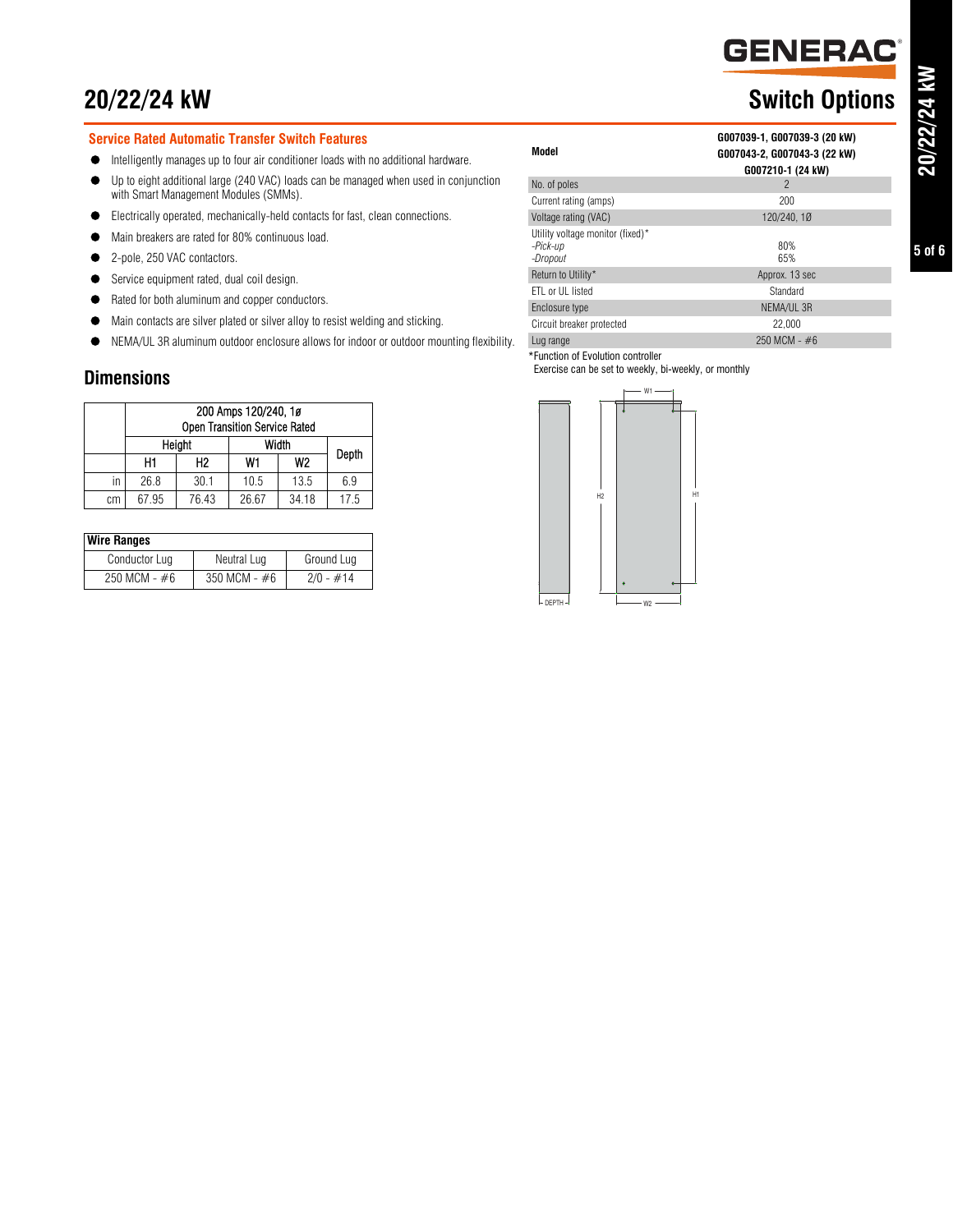# 20/22/24 kW

## Switch Options

### Service Rated Automatic Transfer Switch Features

- Intelligently manages up to four air conditioner loads with no additional hardware.
- Up to eight additional large (240 VAC) loads can be managed when used in conjunction with Smart Management Modules (SMMs).
- Electrically operated, mechanically-held contacts for fast, clean connections.
- Main breakers are rated for 80% continuous load.
- 2-pole, 250 VAC contactors.
- Service equipment rated, dual coil design.
- Rated for both aluminum and copper conductors.
- Main contacts are silver plated or silver alloy to resist welding and sticking.
- NEMA/UL 3R aluminum outdoor enclosure allows for indoor or outdoor mounting flexibility.

| Model | G007039-1, G007039-3 (20 kW) G007043-2, G007043-3 (22 kW) G007210-1 (24 kW) |
|---|---|
| No. of poles | 2 |
| Current rating (amps) | 200 |
| Voltage rating (VAC) | 120/240, 1Ø |
| Utility voltage monitor (fixed)* *-Pick-up* *-Dropout* | 80% 65% |
| Return to Utility* | Approx. 13 sec |
| ETL or UL listed | Standard |
| Enclosure type | NEMA/UL 3R |
| Circuit breaker protected | 22,000 |
| Lug range | 250 MCM - #6 |

*Function of Evolution controller
Exercise can be set to weekly, bi-weekly, or monthly

## Dimensions

| | 200 Amps 120/240, 1ø Open Transition Service Rated | | | | |
|---|---|---|---|---|---|
| | Height | | Width | | Depth |
| | H1 | H2 | W1 | W2 | |
| in | 26.8 | 30.1 | 10.5 | 13.5 | 6.9 |
| cm | 67.95 | 76.43 | 26.67 | 34.18 | 17.5 |

| Wire Ranges | | |
|---|---|---|
| Conductor Lug | Neutral Lug | Ground Lug |
| 250 MCM - #6 | 350 MCM - #6 | 2/0 - #14 |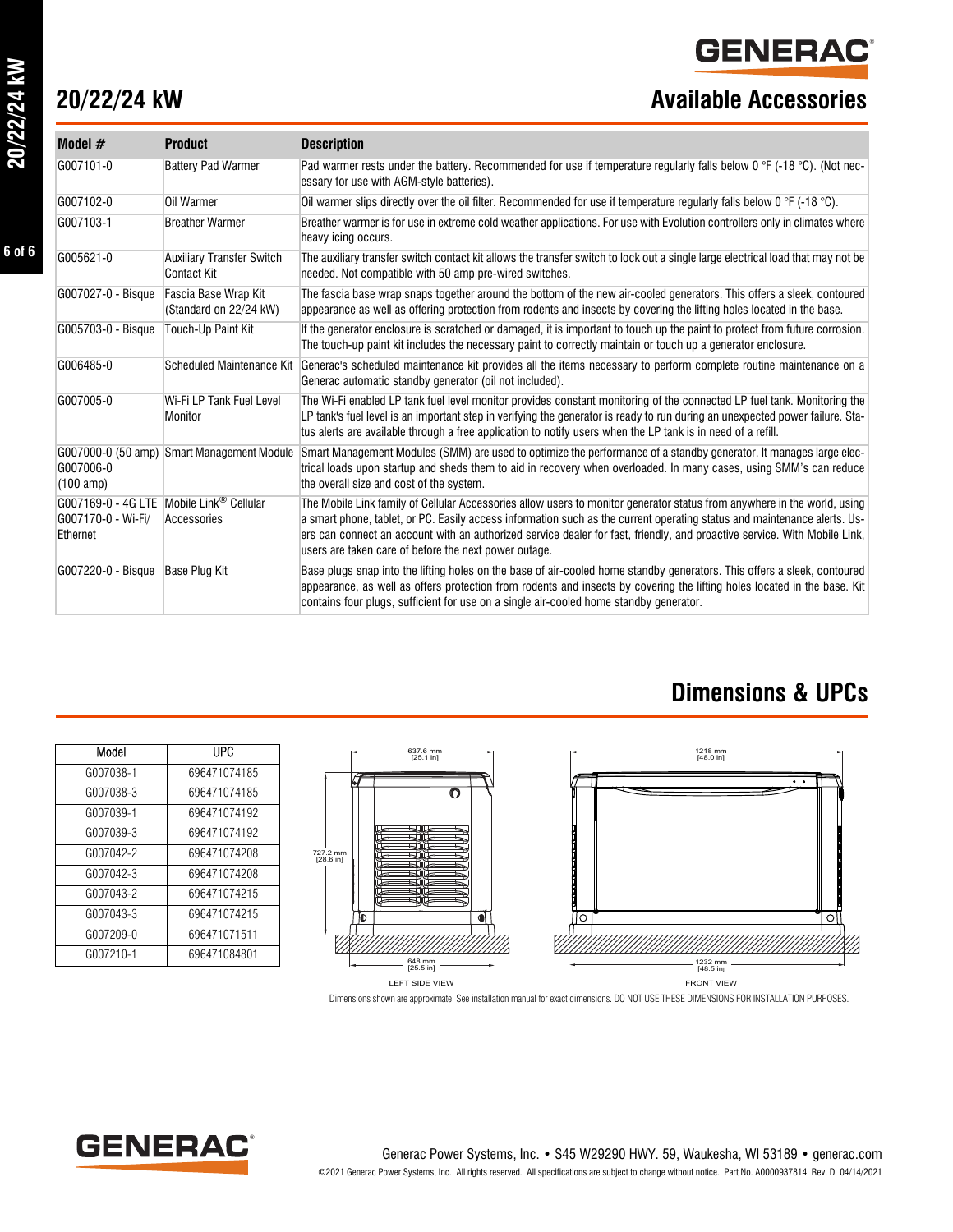# 20/22/24 kW

## Available Accessories

| Model # | Product | Description |
|---|---|---|
| G007101-0 | Battery Pad Warmer | Pad warmer rests under the battery. Recommended for use if temperature regularly falls below 0 °F (-18 °C). (Not necessary for use with AGM-style batteries). |
| G007102-0 | Oil Warmer | Oil warmer slips directly over the oil filter. Recommended for use if temperature regularly falls below 0 °F (-18 °C). |
| G007103-1 | Breather Warmer | Breather warmer is for use in extreme cold weather applications. For use with Evolution controllers only in climates where heavy icing occurs. |
| G005621-0 | Auxiliary Transfer Switch Contact Kit | The auxiliary transfer switch contact kit allows the transfer switch to lock out a single large electrical load that may not be needed. Not compatible with 50 amp pre-wired switches. |
| G007027-0 - Bisque | Fascia Base Wrap Kit (Standard on 22/24 kW) | The fascia base wrap snaps together around the bottom of the new air-cooled generators. This offers a sleek, contoured appearance as well as offering protection from rodents and insects by covering the lifting holes located in the base. |
| G005703-0 - Bisque | Touch-Up Paint Kit | If the generator enclosure is scratched or damaged, it is important to touch up the paint to protect from future corrosion. The touch-up paint kit includes the necessary paint to correctly maintain or touch up a generator enclosure. |
| G006485-0 | Scheduled Maintenance Kit | Generac's scheduled maintenance kit provides all the items necessary to perform complete routine maintenance on a Generac automatic standby generator (oil not included). |
| G007005-0 | Wi-Fi LP Tank Fuel Level Monitor | The Wi-Fi enabled LP tank fuel level monitor provides constant monitoring of the connected LP fuel tank. Monitoring the LP tank's fuel level is an important step in verifying the generator is ready to run during an unexpected power failure. Status alerts are available through a free application to notify users when the LP tank is in need of a refill. |
| G007000-0 (50 amp) G007006-0 (100 amp) | Smart Management Module | Smart Management Modules (SMM) are used to optimize the performance of a standby generator. It manages large electrical loads upon startup and sheds them to aid in recovery when overloaded. In many cases, using SMM's can reduce the overall size and cost of the system. |
| G007169-0 - 4G LTE G007170-0 - Wi-Fi/ Ethernet | Mobile Link® Cellular Accessories | The Mobile Link family of Cellular Accessories allow users to monitor generator status from anywhere in the world, using a smart phone, tablet, or PC. Easily access information such as the current operating status and maintenance alerts. Users can connect an account with an authorized service dealer for fast, friendly, and proactive service. With Mobile Link, users are taken care of before the next power outage. |
| G007220-0 - Bisque | Base Plug Kit | Base plugs snap into the lifting holes on the base of air-cooled home standby generators. This offers a sleek, contoured appearance, as well as offers protection from rodents and insects by covering the lifting holes located in the base. Kit contains four plugs, sufficient for use on a single air-cooled home standby generator. |

## Dimensions & UPCs

| Model | UPC |
|---|---|
| G007038-1 | 696471074185 |
| G007038-3 | 696471074185 |
| G007039-1 | 696471074192 |
| G007039-3 | 696471074192 |
| G007042-2 | 696471074208 |
| G007042-3 | 696471074208 |
| G007043-2 | 696471074215 |
| G007043-3 | 696471074215 |
| G007209-0 | 696471071511 |
| G007210-1 | 696471084801 |

637.6 mm [25.1 in]
727.2 mm [28.6 in]
648 mm [25.5 in]
LEFT SIDE VIEW

1218 mm [48.0 in]
1232 mm [48.5 in]
FRONT VIEW

Dimensions shown are approximate. See installation manual for exact dimensions. DO NOT USE THESE DIMENSIONS FOR INSTALLATION PURPOSES.

Generac Power Systems, Inc. • S45 W29290 HWY. 59, Waukesha, WI 53189 • generac.com

©2021 Generac Power Systems, Inc. All rights reserved. All specifications are subject to change without notice. Part No. A0000937814 Rev. D 04/14/2021